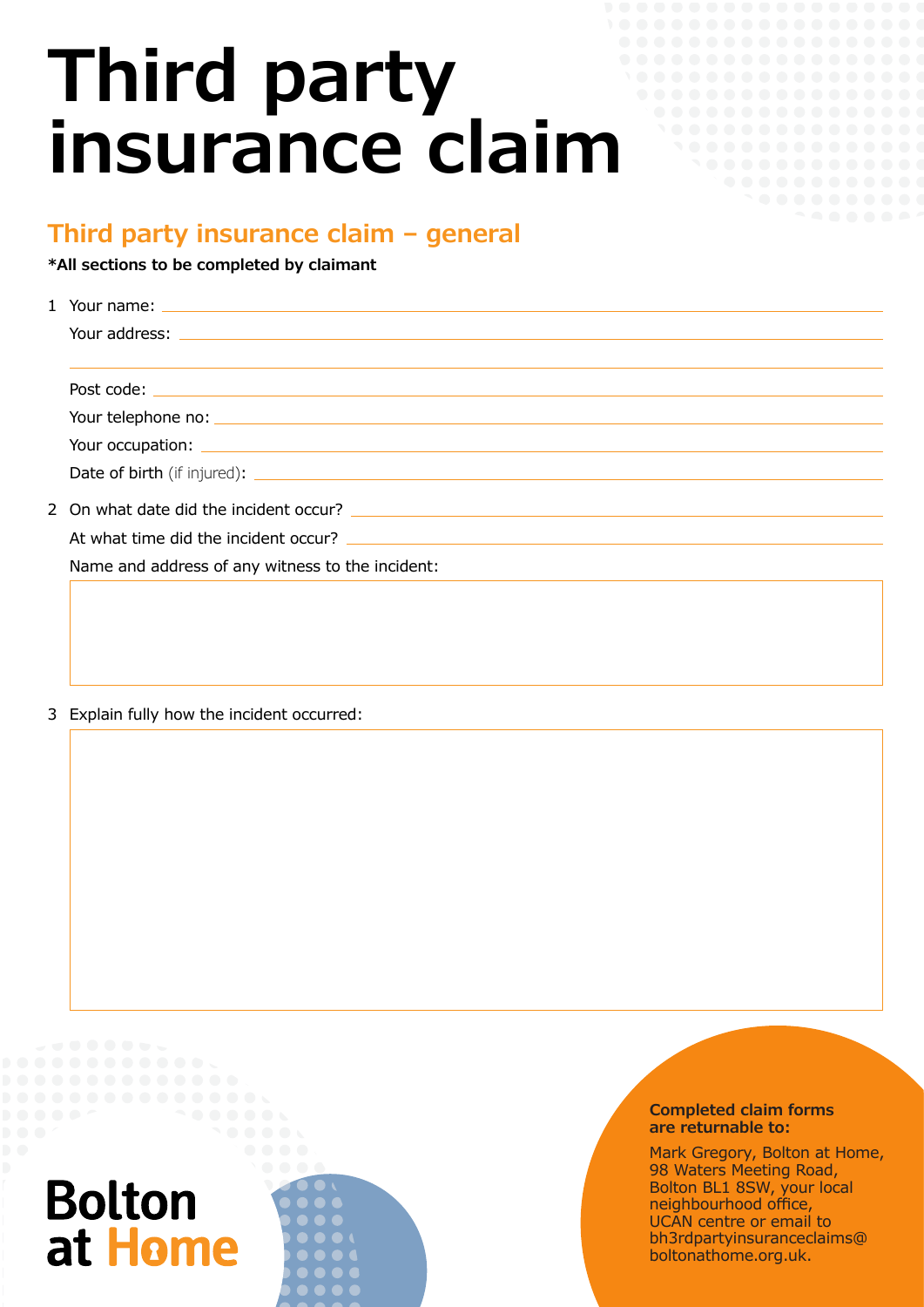# Third party insurance claim

## Third party insurance claim – general

**\*All sections to be completed by claimant**

1 Your name: ______________________________

Your address: ______________________________

______________________________

Post code: ______________________________

Your telephone no: ______________________________

Your occupation: ______________________________

Date of birth (if injured): ______________________________

2 On what date did the incident occur? ______________________________

At what time did the incident occur? ______________________________

Name and address of any witness to the incident:

3 Explain fully how the incident occurred:

Bolton at Home

**Completed claim forms are returnable to:**

Mark Gregory, Bolton at Home, 98 Waters Meeting Road, Bolton BL1 8SW, your local neighbourhood office, UCAN centre or email to bh3rdpartyinsuranceclaims@boltonathome.org.uk.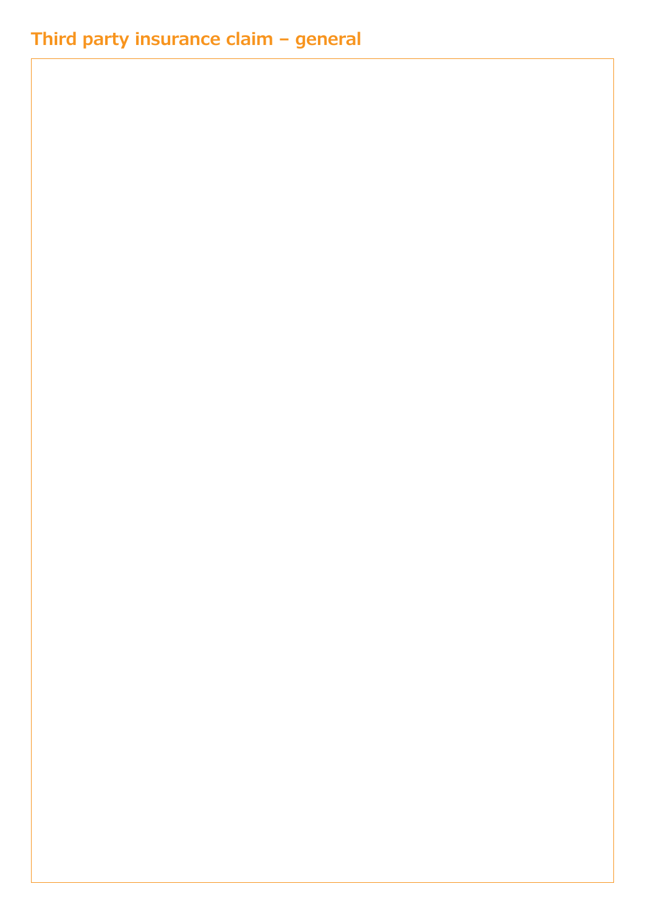## Third party insurance claim – general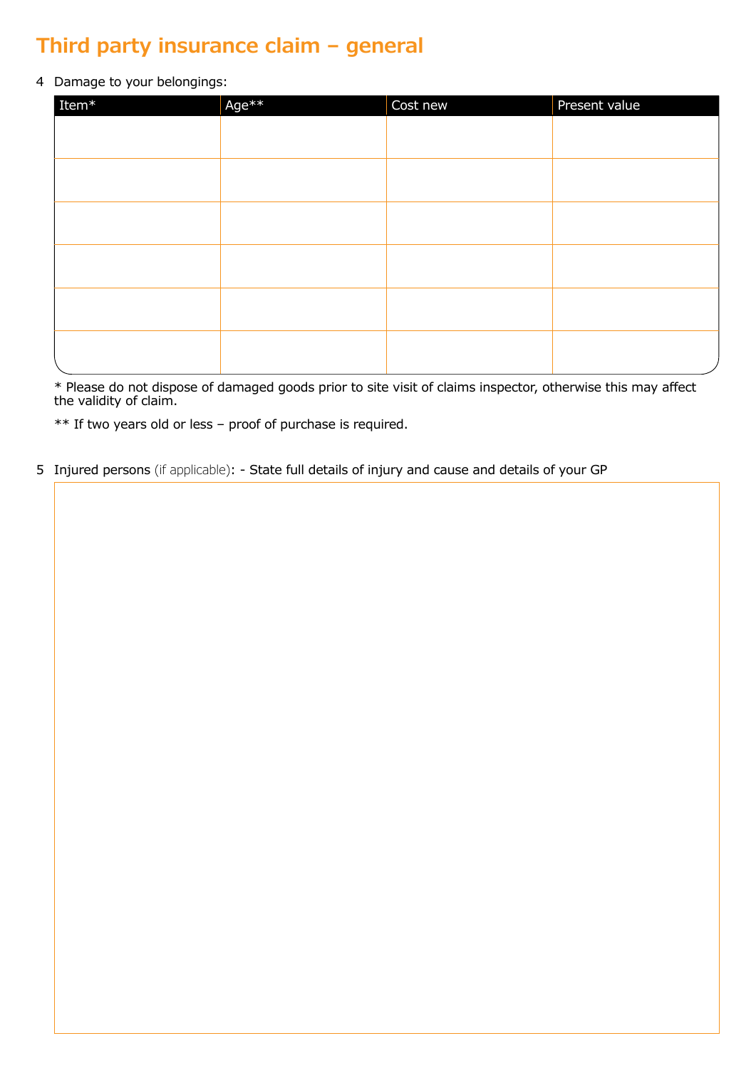# Third party insurance claim – general

4 Damage to your belongings:

| Item* | Age** | Cost new | Present value |
|---|---|---|---|
| | | | |
| | | | |
| | | | |
| | | | |
| | | | |
| | | | |

\* Please do not dispose of damaged goods prior to site visit of claims inspector, otherwise this may affect the validity of claim.

** If two years old or less – proof of purchase is required.

5 Injured persons (if applicable): - State full details of injury and cause and details of your GP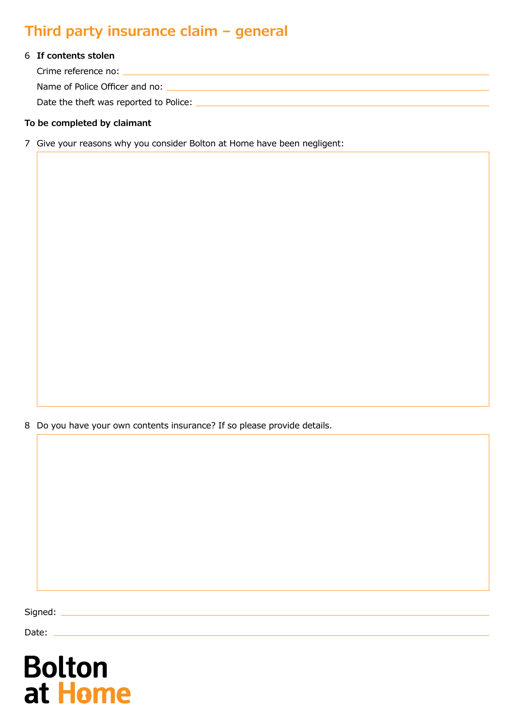# Third party insurance claim – general

6 **If contents stolen**

Crime reference no: ______________________________

Name of Police Officer and no: ______________________________

Date the theft was reported to Police: ______________________________

**To be completed by claimant**

7 Give your reasons why you consider Bolton at Home have been negligent:

8 Do you have your own contents insurance? If so please provide details.

Signed: ______________________________

Date: ______________________________

Bolton at Home